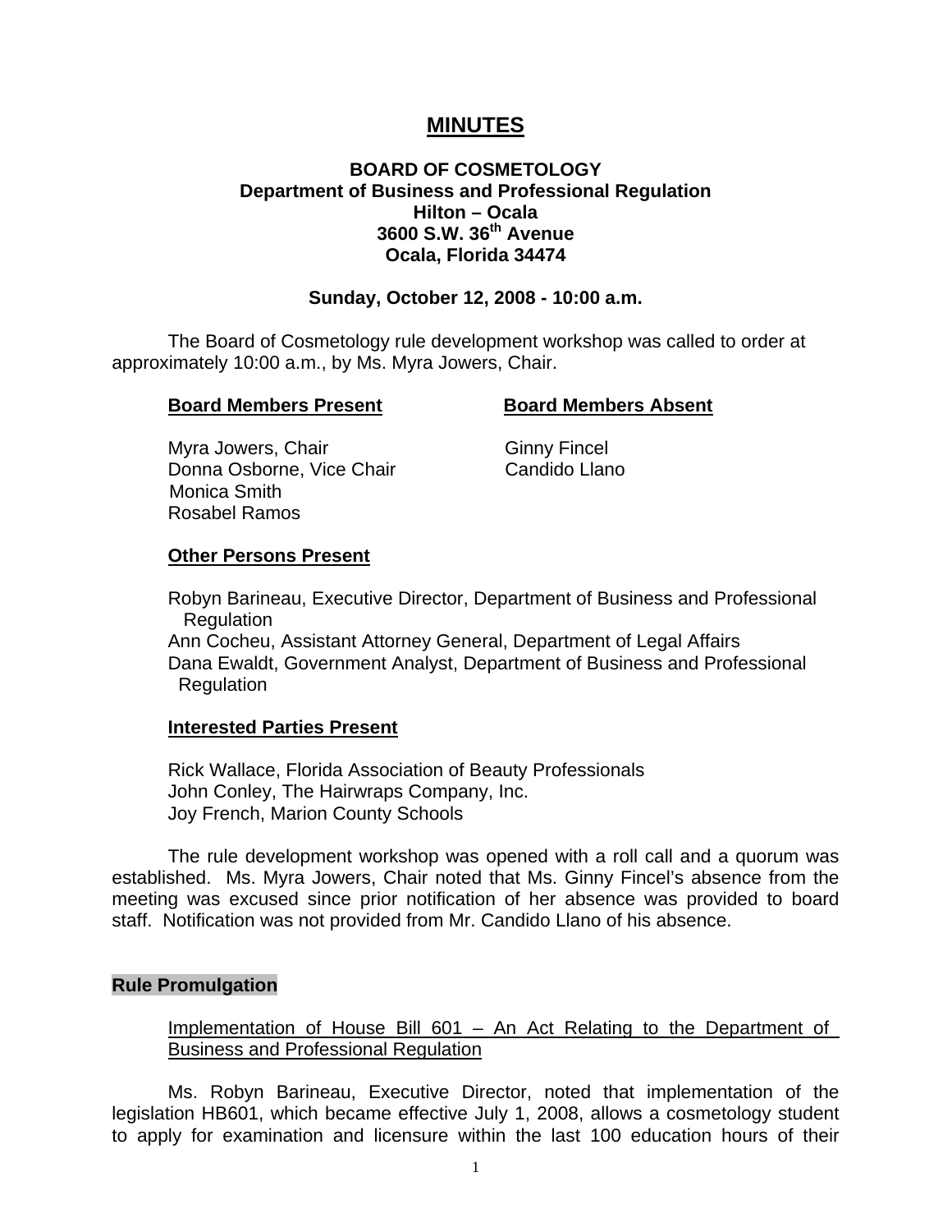# MINUTES

**BOARD OF COSMETOLOGY**
**Department of Business and Professional Regulation**
**Hilton – Ocala**
**3600 S.W. 36th Avenue**
**Ocala, Florida 34474**

**Sunday, October 12, 2008 - 10:00 a.m.**

The Board of Cosmetology rule development workshop was called to order at approximately 10:00 a.m., by Ms. Myra Jowers, Chair.

| **Board Members Present** | **Board Members Absent** |
|---|---|
| Myra Jowers, Chair | Ginny Fincel |
| Donna Osborne, Vice Chair | Candido Llano |
| Monica Smith | |
| Rosabel Ramos | |

**Other Persons Present**

Robyn Barineau, Executive Director, Department of Business and Professional Regulation
Ann Cocheu, Assistant Attorney General, Department of Legal Affairs
Dana Ewaldt, Government Analyst, Department of Business and Professional Regulation

**Interested Parties Present**

Rick Wallace, Florida Association of Beauty Professionals
John Conley, The Hairwraps Company, Inc.
Joy French, Marion County Schools

The rule development workshop was opened with a roll call and a quorum was established. Ms. Myra Jowers, Chair noted that Ms. Ginny Fincel's absence from the meeting was excused since prior notification of her absence was provided to board staff. Notification was not provided from Mr. Candido Llano of his absence.

## Rule Promulgation

Implementation of House Bill 601 – An Act Relating to the Department of Business and Professional Regulation

Ms. Robyn Barineau, Executive Director, noted that implementation of the legislation HB601, which became effective July 1, 2008, allows a cosmetology student to apply for examination and licensure within the last 100 education hours of their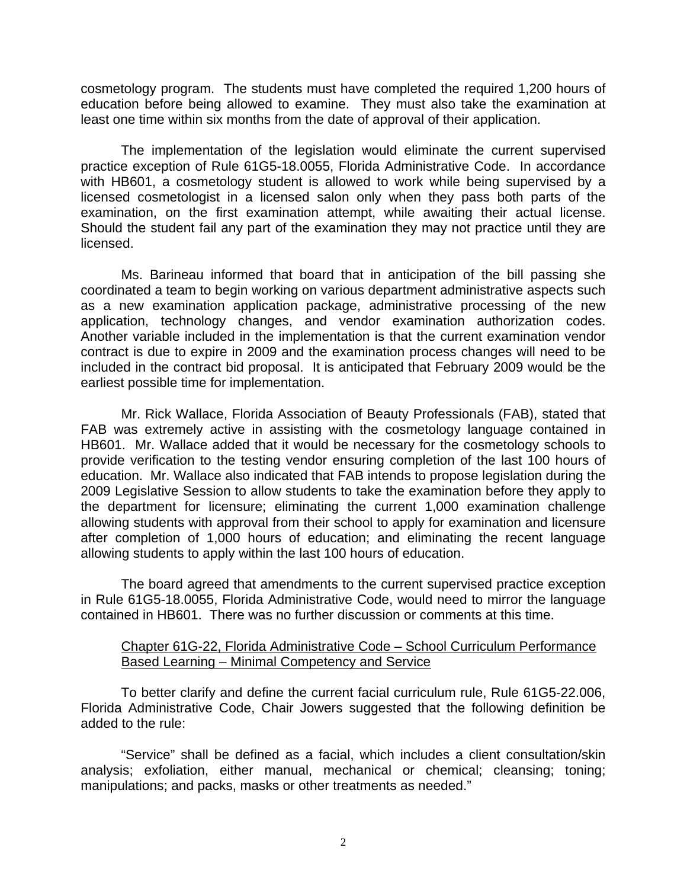cosmetology program. The students must have completed the required 1,200 hours of education before being allowed to examine. They must also take the examination at least one time within six months from the date of approval of their application.

The implementation of the legislation would eliminate the current supervised practice exception of Rule 61G5-18.0055, Florida Administrative Code. In accordance with HB601, a cosmetology student is allowed to work while being supervised by a licensed cosmetologist in a licensed salon only when they pass both parts of the examination, on the first examination attempt, while awaiting their actual license. Should the student fail any part of the examination they may not practice until they are licensed.

Ms. Barineau informed that board that in anticipation of the bill passing she coordinated a team to begin working on various department administrative aspects such as a new examination application package, administrative processing of the new application, technology changes, and vendor examination authorization codes. Another variable included in the implementation is that the current examination vendor contract is due to expire in 2009 and the examination process changes will need to be included in the contract bid proposal. It is anticipated that February 2009 would be the earliest possible time for implementation.

Mr. Rick Wallace, Florida Association of Beauty Professionals (FAB), stated that FAB was extremely active in assisting with the cosmetology language contained in HB601. Mr. Wallace added that it would be necessary for the cosmetology schools to provide verification to the testing vendor ensuring completion of the last 100 hours of education. Mr. Wallace also indicated that FAB intends to propose legislation during the 2009 Legislative Session to allow students to take the examination before they apply to the department for licensure; eliminating the current 1,000 examination challenge allowing students with approval from their school to apply for examination and licensure after completion of 1,000 hours of education; and eliminating the recent language allowing students to apply within the last 100 hours of education.

The board agreed that amendments to the current supervised practice exception in Rule 61G5-18.0055, Florida Administrative Code, would need to mirror the language contained in HB601. There was no further discussion or comments at this time.

Chapter 61G-22, Florida Administrative Code – School Curriculum Performance Based Learning – Minimal Competency and Service

To better clarify and define the current facial curriculum rule, Rule 61G5-22.006, Florida Administrative Code, Chair Jowers suggested that the following definition be added to the rule:

"Service" shall be defined as a facial, which includes a client consultation/skin analysis; exfoliation, either manual, mechanical or chemical; cleansing; toning; manipulations; and packs, masks or other treatments as needed."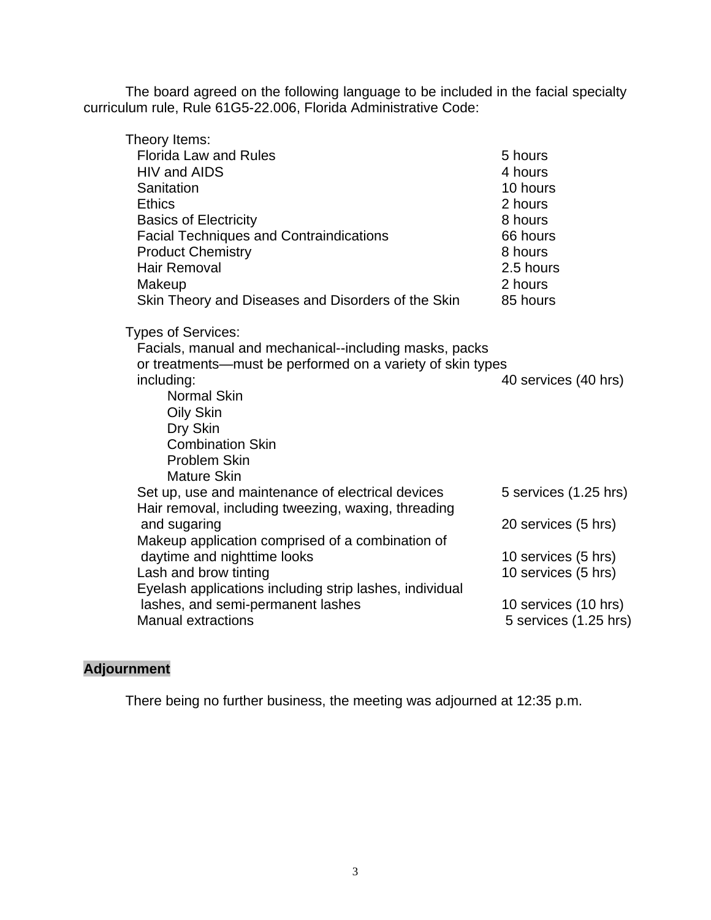The board agreed on the following language to be included in the facial specialty curriculum rule, Rule 61G5-22.006, Florida Administrative Code:

| | |
|---|---|
| **Theory Items:** | |
| Florida Law and Rules | 5 hours |
| HIV and AIDS | 4 hours |
| Sanitation | 10 hours |
| Ethics | 2 hours |
| Basics of Electricity | 8 hours |
| Facial Techniques and Contraindications | 66 hours |
| Product Chemistry | 8 hours |
| Hair Removal | 2.5 hours |
| Makeup | 2 hours |
| Skin Theory and Diseases and Disorders of the Skin | 85 hours |

| | |
|---|---|
| **Types of Services:** | |
| Facials, manual and mechanical--including masks, packs or treatments—must be performed on a variety of skin types including: Normal Skin, Oily Skin, Dry Skin, Combination Skin, Problem Skin, Mature Skin | 40 services (40 hrs) |
| Set up, use and maintenance of electrical devices | 5 services (1.25 hrs) |
| Hair removal, including tweezing, waxing, threading and sugaring | 20 services (5 hrs) |
| Makeup application comprised of a combination of daytime and nighttime looks | 10 services (5 hrs) |
| Lash and brow tinting | 10 services (5 hrs) |
| Eyelash applications including strip lashes, individual lashes, and semi-permanent lashes | 10 services (10 hrs) |
| Manual extractions | 5 services (1.25 hrs) |

## Adjournment

There being no further business, the meeting was adjourned at 12:35 p.m.